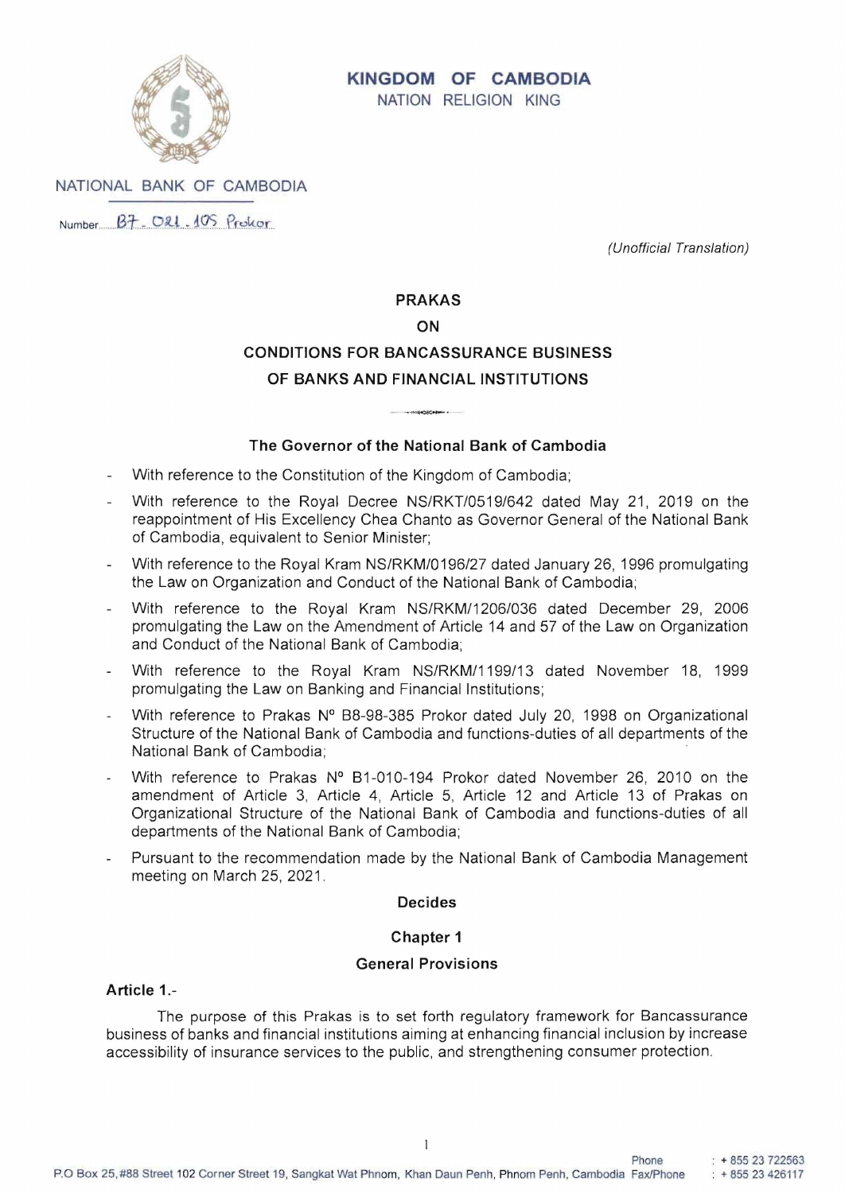**KINGDOM OF CAMBODIA**
NATION RELIGION KING

NATIONAL BANK OF CAMBODIA

Number B7.021.105 Prokor

*(Unofficial Translation)*

# PRAKAS
# ON
# CONDITIONS FOR BANCASSURANCE BUSINESS OF BANKS AND FINANCIAL INSTITUTIONS

### The Governor of the National Bank of Cambodia

- With reference to the Constitution of the Kingdom of Cambodia;
- With reference to the Royal Decree NS/RKT/0519/642 dated May 21, 2019 on the reappointment of His Excellency Chea Chanto as Governor General of the National Bank of Cambodia, equivalent to Senior Minister;
- With reference to the Royal Kram NS/RKM/0196/27 dated January 26, 1996 promulgating the Law on Organization and Conduct of the National Bank of Cambodia;
- With reference to the Royal Kram NS/RKM/1206/036 dated December 29, 2006 promulgating the Law on the Amendment of Article 14 and 57 of the Law on Organization and Conduct of the National Bank of Cambodia;
- With reference to the Royal Kram NS/RKM/1199/13 dated November 18, 1999 promulgating the Law on Banking and Financial Institutions;
- With reference to Prakas Nº B8-98-385 Prokor dated July 20, 1998 on Organizational Structure of the National Bank of Cambodia and functions-duties of all departments of the National Bank of Cambodia;
- With reference to Prakas Nº B1-010-194 Prokor dated November 26, 2010 on the amendment of Article 3, Article 4, Article 5, Article 12 and Article 13 of Prakas on Organizational Structure of the National Bank of Cambodia and functions-duties of all departments of the National Bank of Cambodia;
- Pursuant to the recommendation made by the National Bank of Cambodia Management meeting on March 25, 2021.

### Decides

## Chapter 1
## General Provisions

**Article 1.-**

The purpose of this Prakas is to set forth regulatory framework for Bancassurance business of banks and financial institutions aiming at enhancing financial inclusion by increase accessibility of insurance services to the public, and strengthening consumer protection.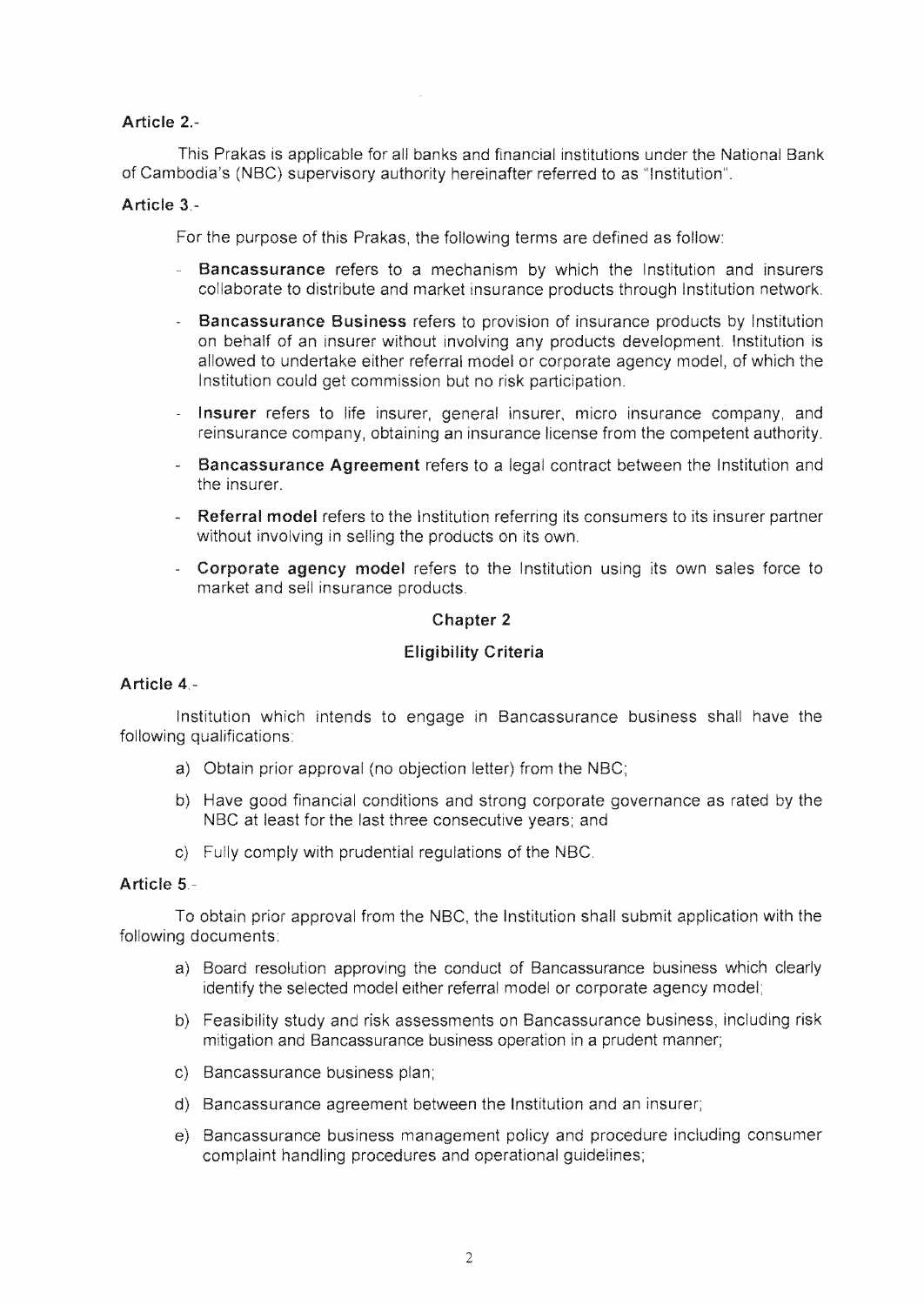**Article 2.-**

This Prakas is applicable for all banks and financial institutions under the National Bank of Cambodia's (NBC) supervisory authority hereinafter referred to as "Institution".

**Article 3.-**

For the purpose of this Prakas, the following terms are defined as follow:

- **Bancassurance** refers to a mechanism by which the Institution and insurers collaborate to distribute and market insurance products through Institution network.
- **Bancassurance Business** refers to provision of insurance products by Institution on behalf of an insurer without involving any products development. Institution is allowed to undertake either referral model or corporate agency model, of which the Institution could get commission but no risk participation.
- **Insurer** refers to life insurer, general insurer, micro insurance company, and reinsurance company, obtaining an insurance license from the competent authority.
- **Bancassurance Agreement** refers to a legal contract between the Institution and the insurer.
- **Referral model** refers to the Institution referring its consumers to its insurer partner without involving in selling the products on its own.
- **Corporate agency model** refers to the Institution using its own sales force to market and sell insurance products.

## Chapter 2

## Eligibility Criteria

**Article 4.-**

Institution which intends to engage in Bancassurance business shall have the following qualifications:

a) Obtain prior approval (no objection letter) from the NBC;

b) Have good financial conditions and strong corporate governance as rated by the NBC at least for the last three consecutive years; and

c) Fully comply with prudential regulations of the NBC.

**Article 5.-**

To obtain prior approval from the NBC, the Institution shall submit application with the following documents:

a) Board resolution approving the conduct of Bancassurance business which clearly identify the selected model either referral model or corporate agency model;

b) Feasibility study and risk assessments on Bancassurance business, including risk mitigation and Bancassurance business operation in a prudent manner;

c) Bancassurance business plan;

d) Bancassurance agreement between the Institution and an insurer;

e) Bancassurance business management policy and procedure including consumer complaint handling procedures and operational guidelines;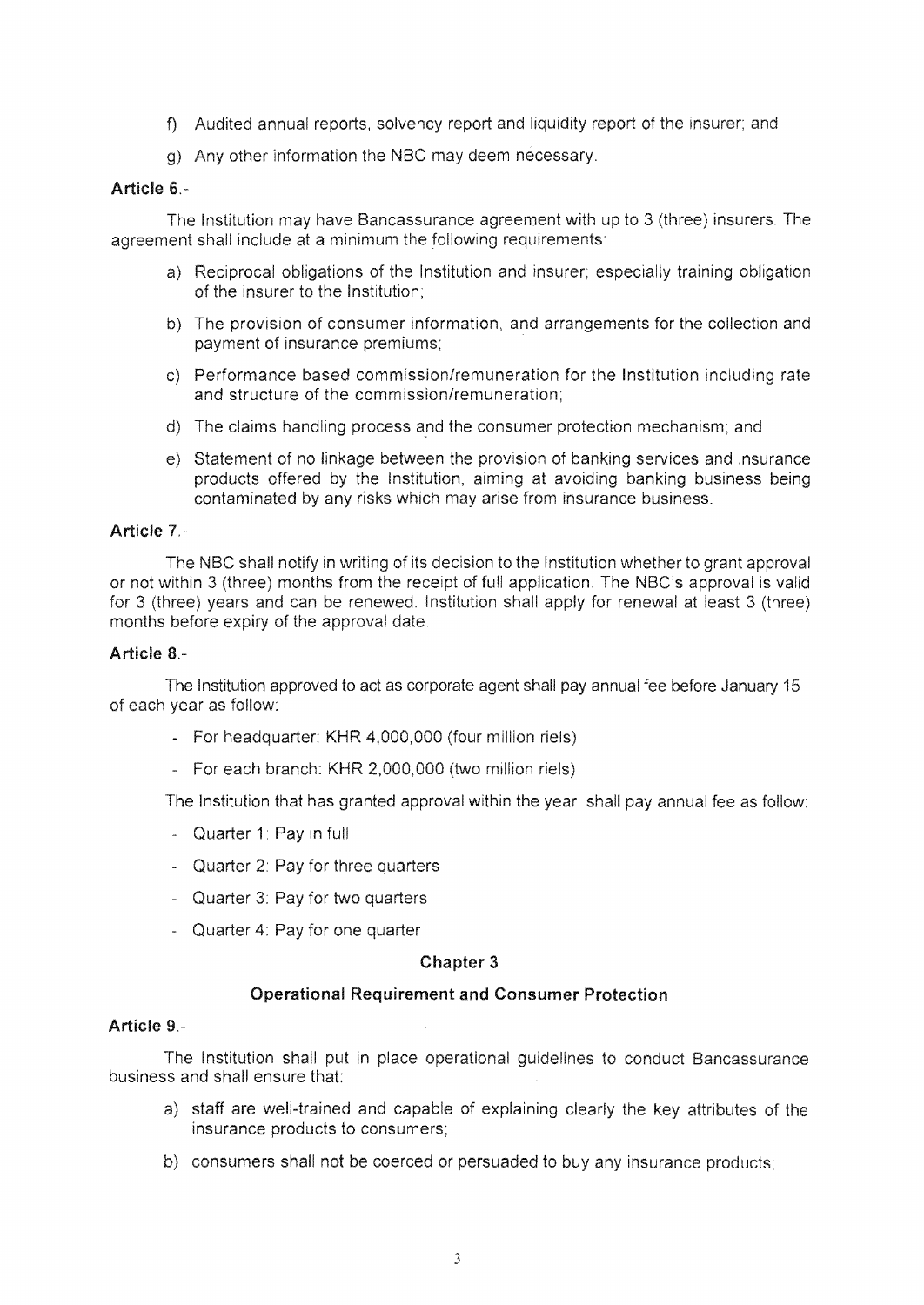f) Audited annual reports, solvency report and liquidity report of the insurer; and

g) Any other information the NBC may deem necessary.

**Article 6.-**

The Institution may have Bancassurance agreement with up to 3 (three) insurers. The agreement shall include at a minimum the following requirements:

a) Reciprocal obligations of the Institution and insurer; especially training obligation of the insurer to the Institution;

b) The provision of consumer information, and arrangements for the collection and payment of insurance premiums;

c) Performance based commission/remuneration for the Institution including rate and structure of the commission/remuneration;

d) The claims handling process and the consumer protection mechanism; and

e) Statement of no linkage between the provision of banking services and insurance products offered by the Institution, aiming at avoiding banking business being contaminated by any risks which may arise from insurance business.

**Article 7.-**

The NBC shall notify in writing of its decision to the Institution whether to grant approval or not within 3 (three) months from the receipt of full application. The NBC's approval is valid for 3 (three) years and can be renewed. Institution shall apply for renewal at least 3 (three) months before expiry of the approval date.

**Article 8.-**

The Institution approved to act as corporate agent shall pay annual fee before January 15 of each year as follow:

- For headquarter: KHR 4,000,000 (four million riels)
- For each branch: KHR 2,000,000 (two million riels)

The Institution that has granted approval within the year, shall pay annual fee as follow:

- Quarter 1: Pay in full
- Quarter 2: Pay for three quarters
- Quarter 3: Pay for two quarters
- Quarter 4: Pay for one quarter

## Chapter 3

## Operational Requirement and Consumer Protection

**Article 9.-**

The Institution shall put in place operational guidelines to conduct Bancassurance business and shall ensure that:

a) staff are well-trained and capable of explaining clearly the key attributes of the insurance products to consumers;

b) consumers shall not be coerced or persuaded to buy any insurance products;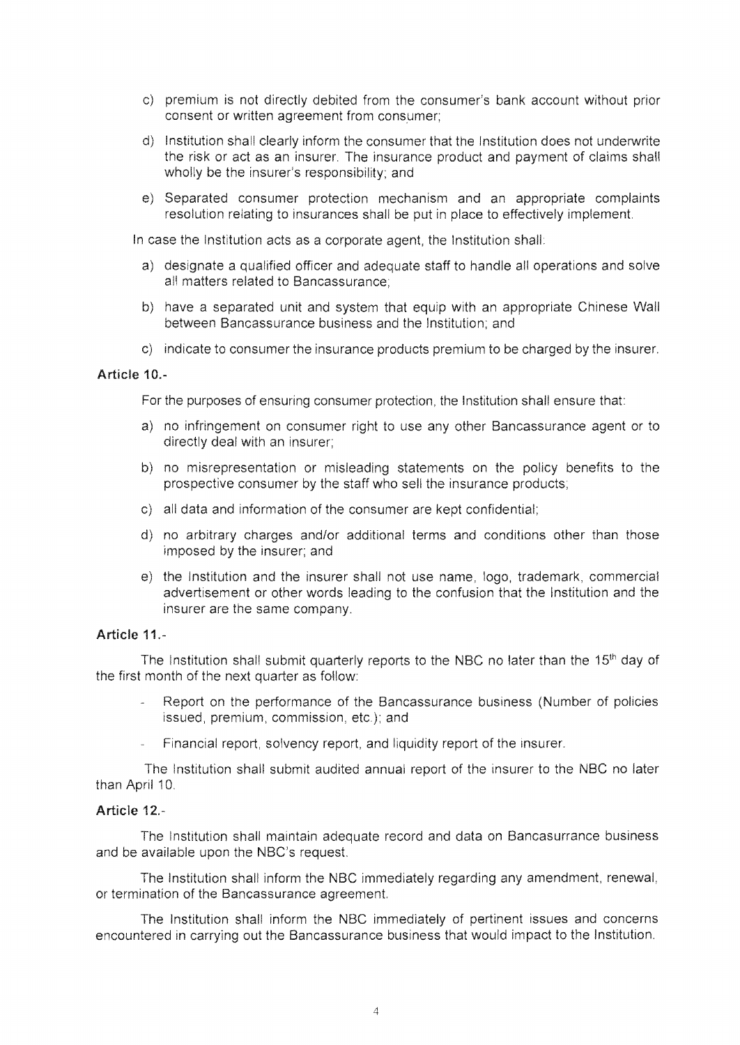c) premium is not directly debited from the consumer's bank account without prior consent or written agreement from consumer;

d) Institution shall clearly inform the consumer that the Institution does not underwrite the risk or act as an insurer. The insurance product and payment of claims shall wholly be the insurer's responsibility; and

e) Separated consumer protection mechanism and an appropriate complaints resolution relating to insurances shall be put in place to effectively implement.

In case the Institution acts as a corporate agent, the Institution shall:

a) designate a qualified officer and adequate staff to handle all operations and solve all matters related to Bancassurance;

b) have a separated unit and system that equip with an appropriate Chinese Wall between Bancassurance business and the Institution; and

c) indicate to consumer the insurance products premium to be charged by the insurer.

**Article 10.-**

For the purposes of ensuring consumer protection, the Institution shall ensure that:

a) no infringement on consumer right to use any other Bancassurance agent or to directly deal with an insurer;

b) no misrepresentation or misleading statements on the policy benefits to the prospective consumer by the staff who sell the insurance products;

c) all data and information of the consumer are kept confidential;

d) no arbitrary charges and/or additional terms and conditions other than those imposed by the insurer; and

e) the Institution and the insurer shall not use name, logo, trademark, commercial advertisement or other words leading to the confusion that the Institution and the insurer are the same company.

**Article 11.-**

The Institution shall submit quarterly reports to the NBC no later than the 15th day of the first month of the next quarter as follow:

- Report on the performance of the Bancassurance business (Number of policies issued, premium, commission, etc.); and
- Financial report, solvency report, and liquidity report of the insurer.

The Institution shall submit audited annual report of the insurer to the NBC no later than April 10.

**Article 12.-**

The Institution shall maintain adequate record and data on Bancasurrance business and be available upon the NBC's request.

The Institution shall inform the NBC immediately regarding any amendment, renewal, or termination of the Bancassurance agreement.

The Institution shall inform the NBC immediately of pertinent issues and concerns encountered in carrying out the Bancassurance business that would impact to the Institution.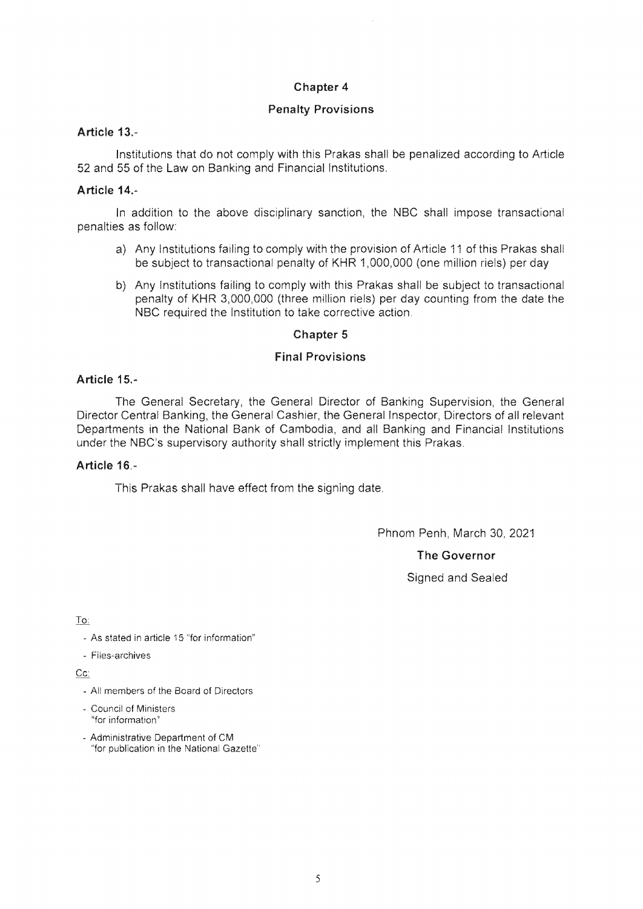## Chapter 4

## Penalty Provisions

**Article 13.-**

Institutions that do not comply with this Prakas shall be penalized according to Article 52 and 55 of the Law on Banking and Financial Institutions.

**Article 14.-**

In addition to the above disciplinary sanction, the NBC shall impose transactional penalties as follow:

a) Any Institutions failing to comply with the provision of Article 11 of this Prakas shall be subject to transactional penalty of KHR 1,000,000 (one million riels) per day

b) Any Institutions failing to comply with this Prakas shall be subject to transactional penalty of KHR 3,000,000 (three million riels) per day counting from the date the NBC required the Institution to take corrective action.

## Chapter 5

## Final Provisions

**Article 15.-**

The General Secretary, the General Director of Banking Supervision, the General Director Central Banking, the General Cashier, the General Inspector, Directors of all relevant Departments in the National Bank of Cambodia, and all Banking and Financial Institutions under the NBC's supervisory authority shall strictly implement this Prakas.

**Article 16.-**

This Prakas shall have effect from the signing date.

Phnom Penh, March 30, 2021

**The Governor**

Signed and Sealed

To:

- As stated in article 15 "for information"
- Files-archives

Cc:

- All members of the Board of Directors
- Council of Ministers "for information"
- Administrative Department of CM "for publication in the National Gazette"